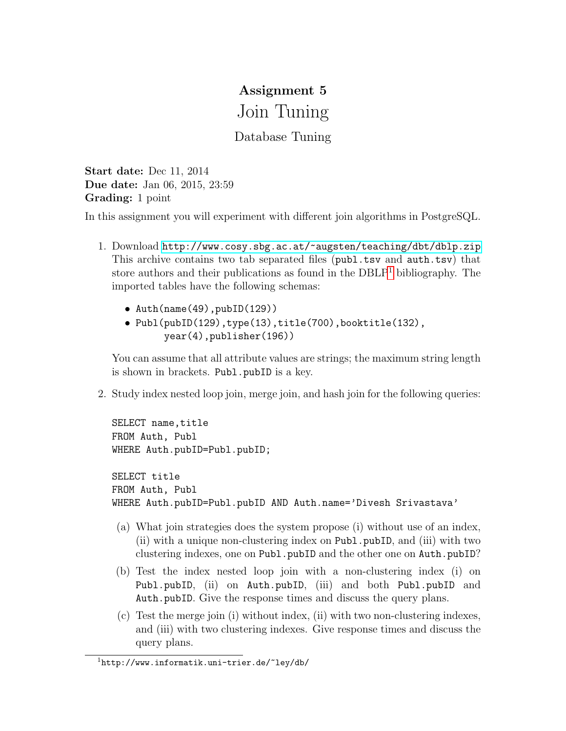# Assignment 5

# Join Tuning

## Database Tuning

**Start date:** Dec 11, 2014
**Due date:** Jan 06, 2015, 23:59
**Grading:** 1 point

In this assignment you will experiment with different join algorithms in PostgreSQL.

1. Download http://www.cosy.sbg.ac.at/~augsten/teaching/dbt/dblp.zip This archive contains two tab separated files (`publ.tsv` and `auth.tsv`) that store authors and their publications as found in the DBLP[1] bibliography. The imported tables have the following schemas:

   - `Auth(name(49),pubID(129))`
   - `Publ(pubID(129),type(13),title(700),booktitle(132), year(4),publisher(196))`

   You can assume that all attribute values are strings; the maximum string length is shown in brackets. `Publ.pubID` is a key.

2. Study index nested loop join, merge join, and hash join for the following queries:

   ```
   SELECT name,title
   FROM Auth, Publ
   WHERE Auth.pubID=Publ.pubID;

   SELECT title
   FROM Auth, Publ
   WHERE Auth.pubID=Publ.pubID AND Auth.name='Divesh Srivastava'
   ```

   (a) What join strategies does the system propose (i) without use of an index, (ii) with a unique non-clustering index on `Publ.pubID`, and (iii) with two clustering indexes, one on `Publ.pubID` and the other one on `Auth.pubID`?

   (b) Test the index nested loop join with a non-clustering index (i) on `Publ.pubID`, (ii) on `Auth.pubID`, (iii) and both `Publ.pubID` and `Auth.pubID`. Give the response times and discuss the query plans.

   (c) Test the merge join (i) without index, (ii) with two non-clustering indexes, and (iii) with two clustering indexes. Give response times and discuss the query plans.

[1] http://www.informatik.uni-trier.de/~ley/db/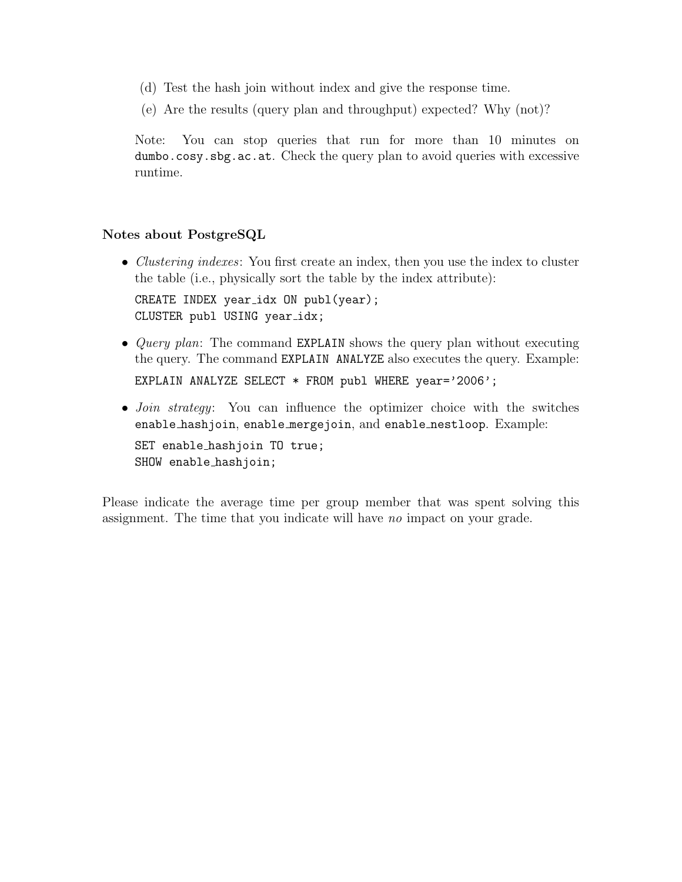(d) Test the hash join without index and give the response time.

(e) Are the results (query plan and throughput) expected? Why (not)?

Note: You can stop queries that run for more than 10 minutes on `dumbo.cosy.sbg.ac.at`. Check the query plan to avoid queries with excessive runtime.

### Notes about PostgreSQL

- *Clustering indexes*: You first create an index, then you use the index to cluster the table (i.e., physically sort the table by the index attribute):

```
CREATE INDEX year_idx ON publ(year);
CLUSTER publ USING year_idx;
```

- *Query plan*: The command `EXPLAIN` shows the query plan without executing the query. The command `EXPLAIN ANALYZE` also executes the query. Example:

```
EXPLAIN ANALYZE SELECT * FROM publ WHERE year='2006';
```

- *Join strategy*: You can influence the optimizer choice with the switches `enable_hashjoin`, `enable_mergejoin`, and `enable_nestloop`. Example:

```
SET enable_hashjoin TO true;
SHOW enable_hashjoin;
```

Please indicate the average time per group member that was spent solving this assignment. The time that you indicate will have *no* impact on your grade.